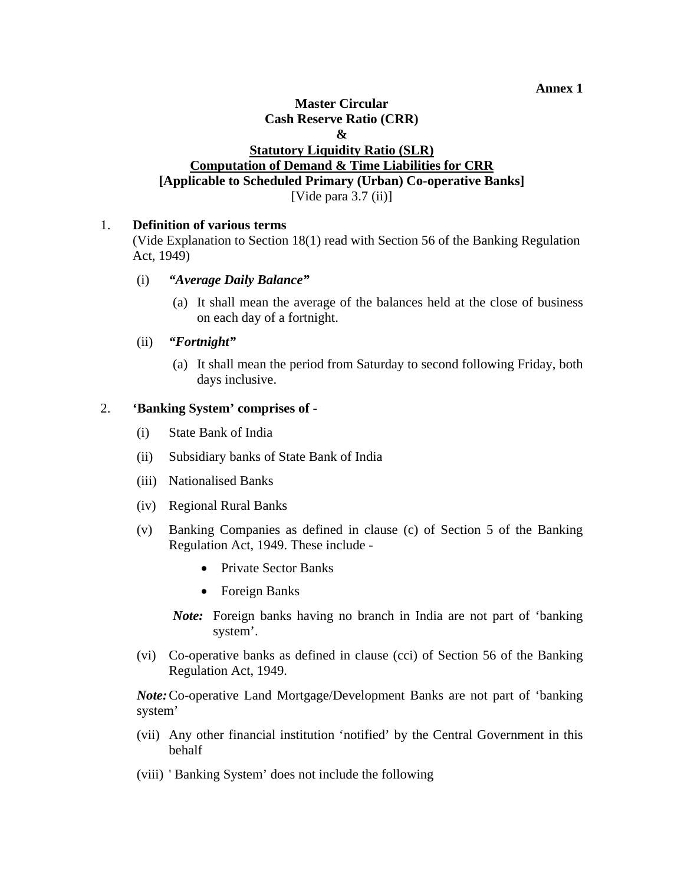**Annex 1**

**Master Circular**
**Cash Reserve Ratio (CRR)**
**&**
**Statutory Liquidity Ratio (SLR)**
**Computation of Demand & Time Liabilities for CRR**
**[Applicable to Scheduled Primary (Urban) Co-operative Banks]**
[Vide para 3.7 (ii)]

1. **Definition of various terms**

   (Vide Explanation to Section 18(1) read with Section 56 of the Banking Regulation Act, 1949)

   (i) ***"Average Daily Balance"***

   (a) It shall mean the average of the balances held at the close of business on each day of a fortnight.

   (ii) ***"Fortnight"***

   (a) It shall mean the period from Saturday to second following Friday, both days inclusive.

2. **'Banking System' comprises of -**

   (i) State Bank of India

   (ii) Subsidiary banks of State Bank of India

   (iii) Nationalised Banks

   (iv) Regional Rural Banks

   (v) Banking Companies as defined in clause (c) of Section 5 of the Banking Regulation Act, 1949. These include -

   - Private Sector Banks
   - Foreign Banks

   ***Note:*** Foreign banks having no branch in India are not part of 'banking system'.

   (vi) Co-operative banks as defined in clause (cci) of Section 56 of the Banking Regulation Act, 1949.

   ***Note:*** Co-operative Land Mortgage/Development Banks are not part of 'banking system'

   (vii) Any other financial institution 'notified' by the Central Government in this behalf

   (viii) ' Banking System' does not include the following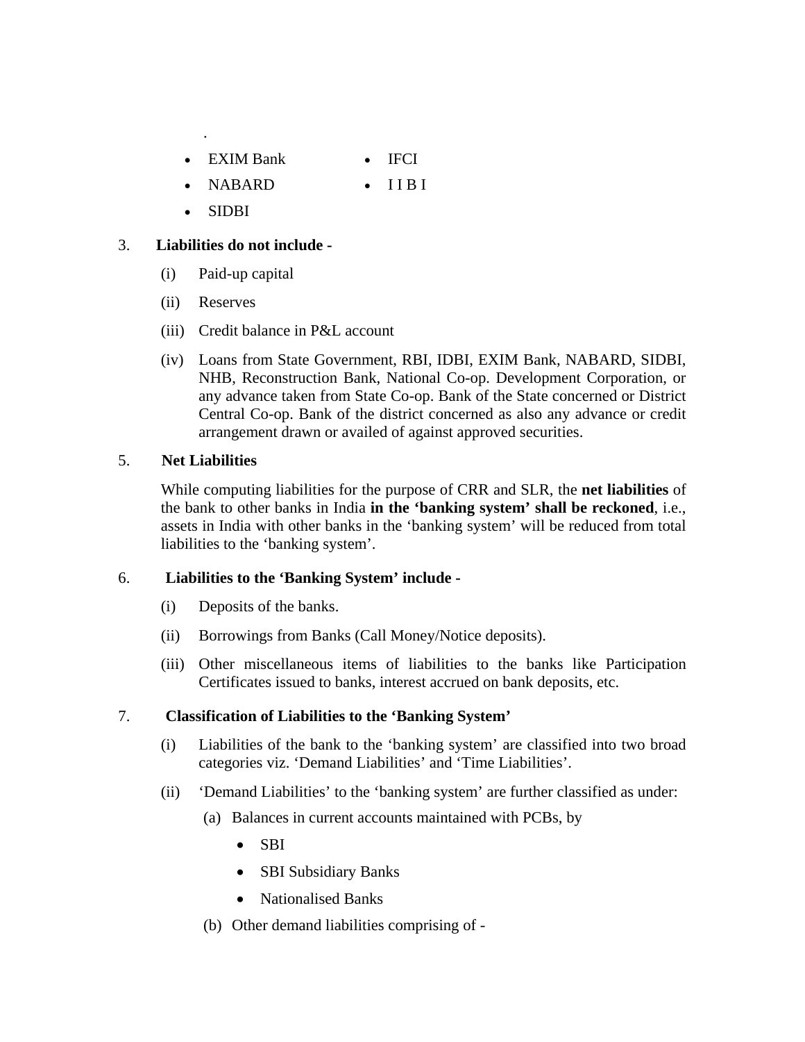.

- EXIM Bank
- IFCI
- NABARD
- I I B I
- SIDBI

3. **Liabilities do not include -**

   (i) Paid-up capital

   (ii) Reserves

   (iii) Credit balance in P&L account

   (iv) Loans from State Government, RBI, IDBI, EXIM Bank, NABARD, SIDBI, NHB, Reconstruction Bank, National Co-op. Development Corporation, or any advance taken from State Co-op. Bank of the State concerned or District Central Co-op. Bank of the district concerned as also any advance or credit arrangement drawn or availed of against approved securities.

5. **Net Liabilities**

   While computing liabilities for the purpose of CRR and SLR, the **net liabilities** of the bank to other banks in India **in the 'banking system' shall be reckoned**, i.e., assets in India with other banks in the 'banking system' will be reduced from total liabilities to the 'banking system'.

6. **Liabilities to the 'Banking System' include -**

   (i) Deposits of the banks.

   (ii) Borrowings from Banks (Call Money/Notice deposits).

   (iii) Other miscellaneous items of liabilities to the banks like Participation Certificates issued to banks, interest accrued on bank deposits, etc.

7. **Classification of Liabilities to the 'Banking System'**

   (i) Liabilities of the bank to the 'banking system' are classified into two broad categories viz. 'Demand Liabilities' and 'Time Liabilities'.

   (ii) 'Demand Liabilities' to the 'banking system' are further classified as under:

      (a) Balances in current accounts maintained with PCBs, by

      - SBI
      - SBI Subsidiary Banks
      - Nationalised Banks

      (b) Other demand liabilities comprising of -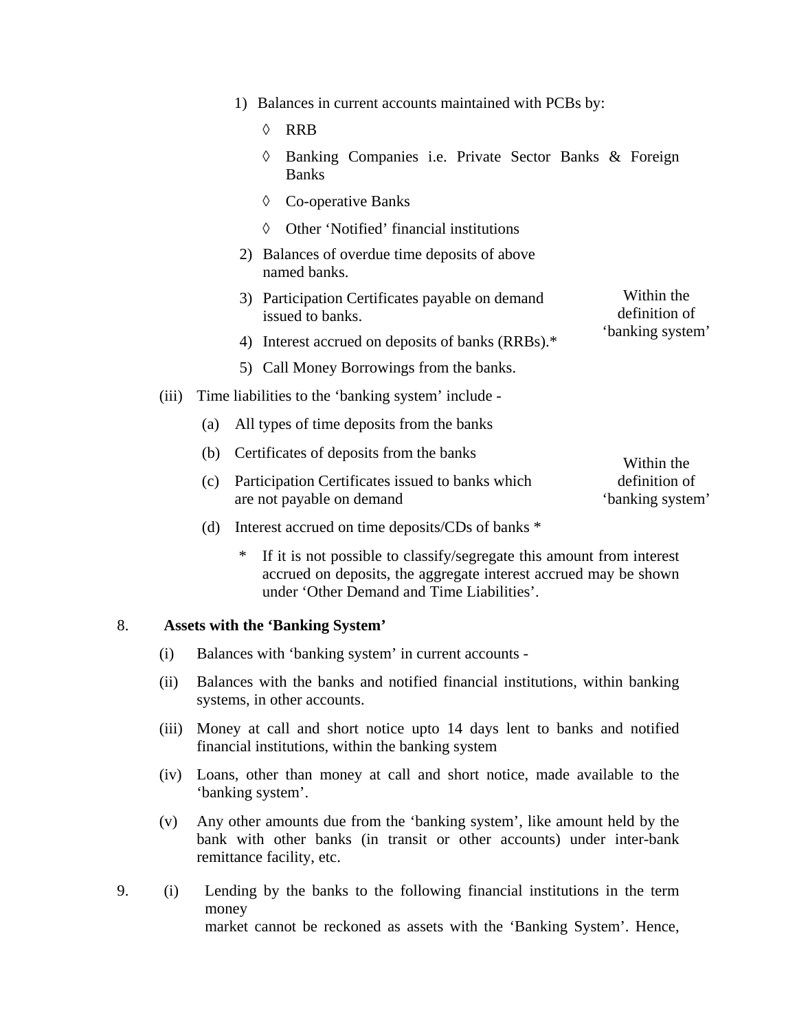1) Balances in current accounts maintained with PCBs by:

   ◊ RRB

   ◊ Banking Companies i.e. Private Sector Banks & Foreign Banks

   ◊ Co-operative Banks

   ◊ Other ‘Notified’ financial institutions

2) Balances of overdue time deposits of above named banks.

3) Participation Certificates payable on demand issued to banks.

4) Interest accrued on deposits of banks (RRBs).*

5) Call Money Borrowings from the banks.

Within the definition of ‘banking system’

(iii) Time liabilities to the ‘banking system’ include -

(a) All types of time deposits from the banks

(b) Certificates of deposits from the banks

(c) Participation Certificates issued to banks which are not payable on demand

(d) Interest accrued on time deposits/CDs of banks *

Within the definition of ‘banking system’

\* If it is not possible to classify/segregate this amount from interest accrued on deposits, the aggregate interest accrued may be shown under ‘Other Demand and Time Liabilities’.

8. **Assets with the ‘Banking System’**

(i) Balances with ‘banking system’ in current accounts -

(ii) Balances with the banks and notified financial institutions, within banking systems, in other accounts.

(iii) Money at call and short notice upto 14 days lent to banks and notified financial institutions, within the banking system

(iv) Loans, other than money at call and short notice, made available to the ‘banking system’.

(v) Any other amounts due from the ‘banking system’, like amount held by the bank with other banks (in transit or other accounts) under inter-bank remittance facility, etc.

9. (i) Lending by the banks to the following financial institutions in the term money
market cannot be reckoned as assets with the ‘Banking System’. Hence,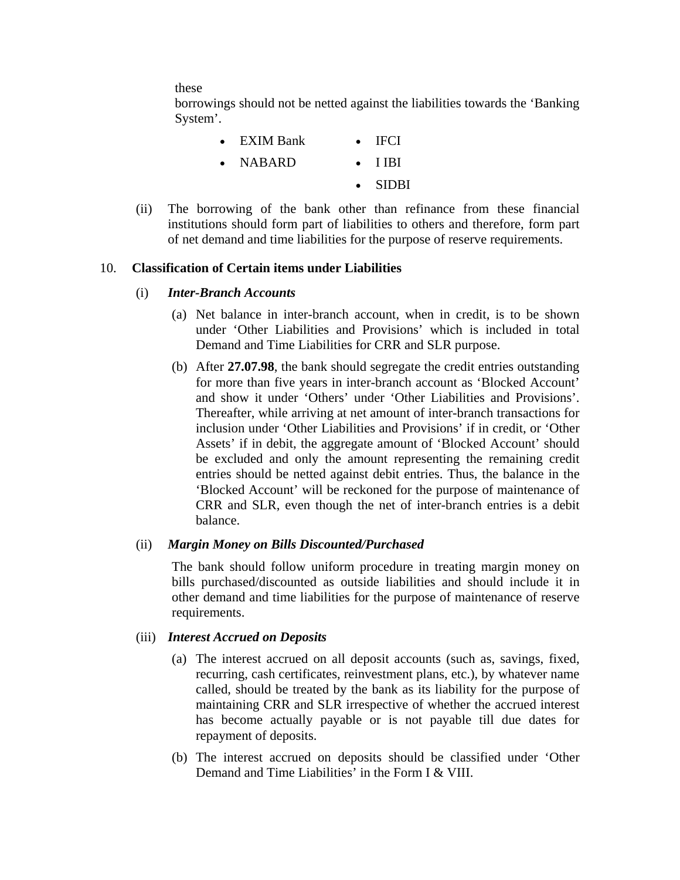these

borrowings should not be netted against the liabilities towards the 'Banking System'.

- EXIM Bank
- NABARD
- IFCI
- I IBI
- SIDBI

(ii) The borrowing of the bank other than refinance from these financial institutions should form part of liabilities to others and therefore, form part of net demand and time liabilities for the purpose of reserve requirements.

## 10. Classification of Certain items under Liabilities

### (i) *Inter-Branch Accounts*

(a) Net balance in inter-branch account, when in credit, is to be shown under 'Other Liabilities and Provisions' which is included in total Demand and Time Liabilities for CRR and SLR purpose.

(b) After **27.07.98**, the bank should segregate the credit entries outstanding for more than five years in inter-branch account as 'Blocked Account' and show it under 'Others' under 'Other Liabilities and Provisions'. Thereafter, while arriving at net amount of inter-branch transactions for inclusion under 'Other Liabilities and Provisions' if in credit, or 'Other Assets' if in debit, the aggregate amount of 'Blocked Account' should be excluded and only the amount representing the remaining credit entries should be netted against debit entries. Thus, the balance in the 'Blocked Account' will be reckoned for the purpose of maintenance of CRR and SLR, even though the net of inter-branch entries is a debit balance.

### (ii) *Margin Money on Bills Discounted/Purchased*

The bank should follow uniform procedure in treating margin money on bills purchased/discounted as outside liabilities and should include it in other demand and time liabilities for the purpose of maintenance of reserve requirements.

### (iii) *Interest Accrued on Deposits*

(a) The interest accrued on all deposit accounts (such as, savings, fixed, recurring, cash certificates, reinvestment plans, etc.), by whatever name called, should be treated by the bank as its liability for the purpose of maintaining CRR and SLR irrespective of whether the accrued interest has become actually payable or is not payable till due dates for repayment of deposits.

(b) The interest accrued on deposits should be classified under 'Other Demand and Time Liabilities' in the Form I & VIII.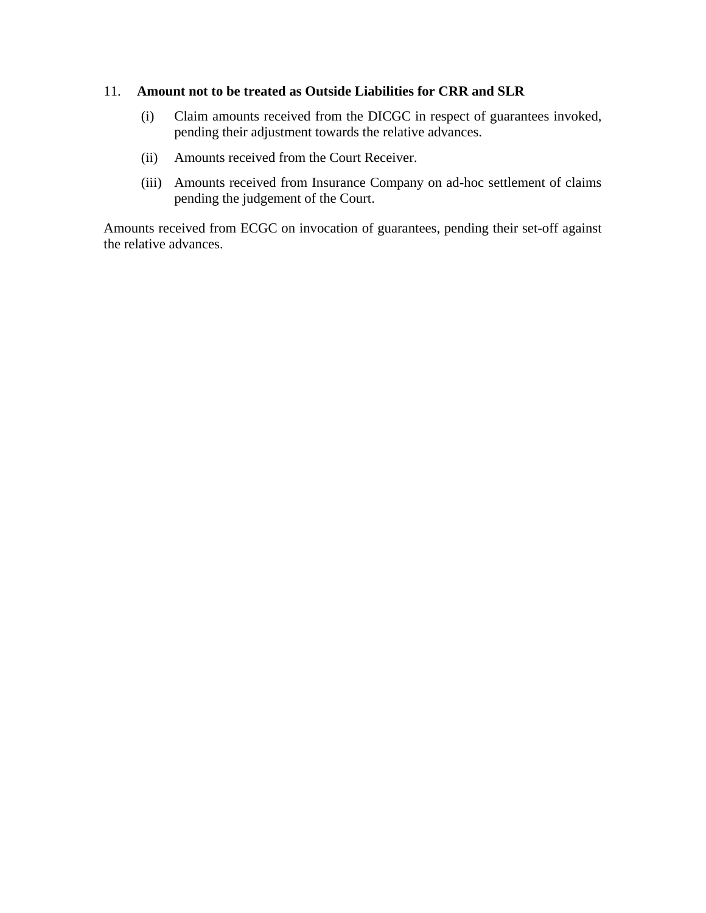11. **Amount not to be treated as Outside Liabilities for CRR and SLR**

   (i) Claim amounts received from the DICGC in respect of guarantees invoked, pending their adjustment towards the relative advances.

   (ii) Amounts received from the Court Receiver.

   (iii) Amounts received from Insurance Company on ad-hoc settlement of claims pending the judgement of the Court.

Amounts received from ECGC on invocation of guarantees, pending their set-off against the relative advances.